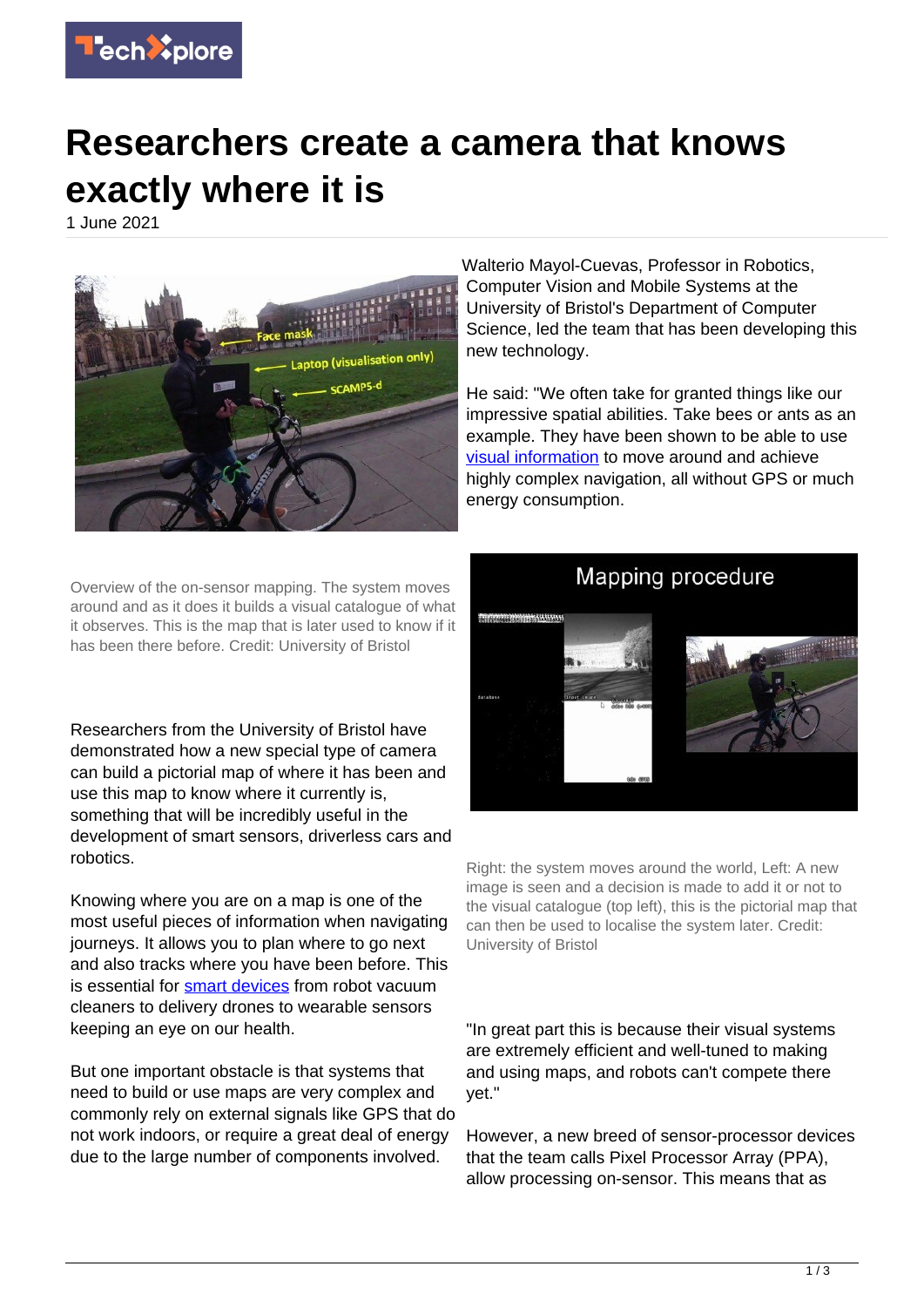# Researchers create a camera that knows exactly where it is

1 June 2021

Overview of the on-sensor mapping. The system moves around and as it does it builds a visual catalogue of what it observes. This is the map that is later used to know if it has been there before. Credit: University of Bristol

Researchers from the University of Bristol have demonstrated how a new special type of camera can build a pictorial map of where it has been and use this map to know where it currently is, something that will be incredibly useful in the development of smart sensors, driverless cars and robotics.

Knowing where you are on a map is one of the most useful pieces of information when navigating journeys. It allows you to plan where to go next and also tracks where you have been before. This is essential for smart devices from robot vacuum cleaners to delivery drones to wearable sensors keeping an eye on our health.

But one important obstacle is that systems that need to build or use maps are very complex and commonly rely on external signals like GPS that do not work indoors, or require a great deal of energy due to the large number of components involved.

Walterio Mayol-Cuevas, Professor in Robotics, Computer Vision and Mobile Systems at the University of Bristol's Department of Computer Science, led the team that has been developing this new technology.

He said: "We often take for granted things like our impressive spatial abilities. Take bees or ants as an example. They have been shown to be able to use visual information to move around and achieve highly complex navigation, all without GPS or much energy consumption.

Right: the system moves around the world, Left: A new image is seen and a decision is made to add it or not to the visual catalogue (top left), this is the pictorial map that can then be used to localise the system later. Credit: University of Bristol

"In great part this is because their visual systems are extremely efficient and well-tuned to making and using maps, and robots can't compete there yet."

However, a new breed of sensor-processor devices that the team calls Pixel Processor Array (PPA), allow processing on-sensor. This means that as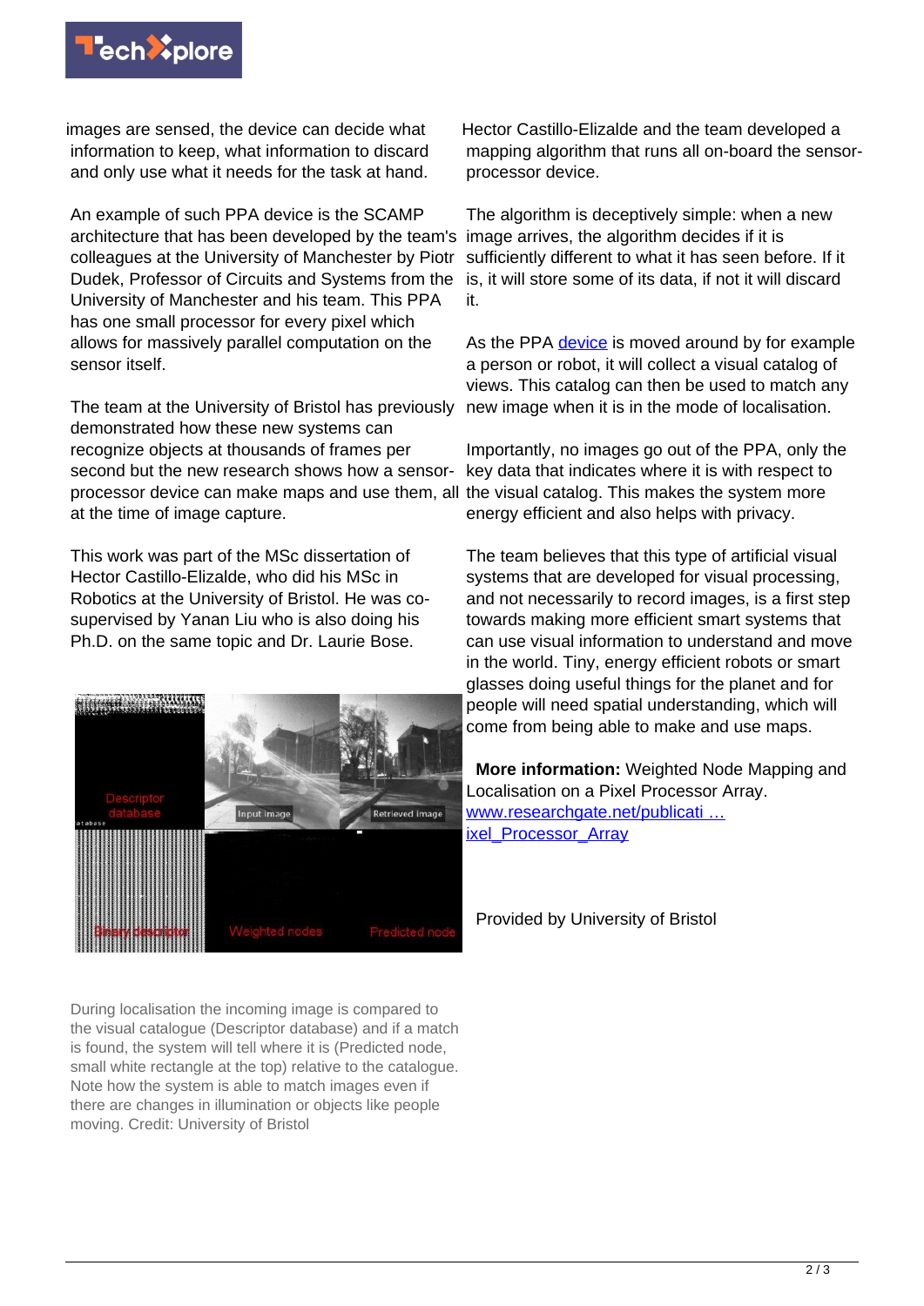images are sensed, the device can decide what information to keep, what information to discard and only use what it needs for the task at hand.

An example of such PPA device is the SCAMP architecture that has been developed by the team's colleagues at the University of Manchester by Piotr Dudek, Professor of Circuits and Systems from the University of Manchester and his team. This PPA has one small processor for every pixel which allows for massively parallel computation on the sensor itself.

The team at the University of Bristol has previously demonstrated how these new systems can recognize objects at thousands of frames per second but the new research shows how a sensor-processor device can make maps and use them, all at the time of image capture.

This work was part of the MSc dissertation of Hector Castillo-Elizalde, who did his MSc in Robotics at the University of Bristol. He was co-supervised by Yanan Liu who is also doing his Ph.D. on the same topic and Dr. Laurie Bose.

During localisation the incoming image is compared to the visual catalogue (Descriptor database) and if a match is found, the system will tell where it is (Predicted node, small white rectangle at the top) relative to the catalogue. Note how the system is able to match images even if there are changes in illumination or objects like people moving. Credit: University of Bristol

Hector Castillo-Elizalde and the team developed a mapping algorithm that runs all on-board the sensor-processor device.

The algorithm is deceptively simple: when a new image arrives, the algorithm decides if it is sufficiently different to what it has seen before. If it is, it will store some of its data, if not it will discard it.

As the PPA device is moved around by for example a person or robot, it will collect a visual catalog of views. This catalog can then be used to match any new image when it is in the mode of localisation.

Importantly, no images go out of the PPA, only the key data that indicates where it is with respect to the visual catalog. This makes the system more energy efficient and also helps with privacy.

The team believes that this type of artificial visual systems that are developed for visual processing, and not necessarily to record images, is a first step towards making more efficient smart systems that can use visual information to understand and move in the world. Tiny, energy efficient robots or smart glasses doing useful things for the planet and for people will need spatial understanding, which will come from being able to make and use maps.

**More information:** Weighted Node Mapping and Localisation on a Pixel Processor Array. www.researchgate.net/publicati … ixel_Processor_Array

Provided by University of Bristol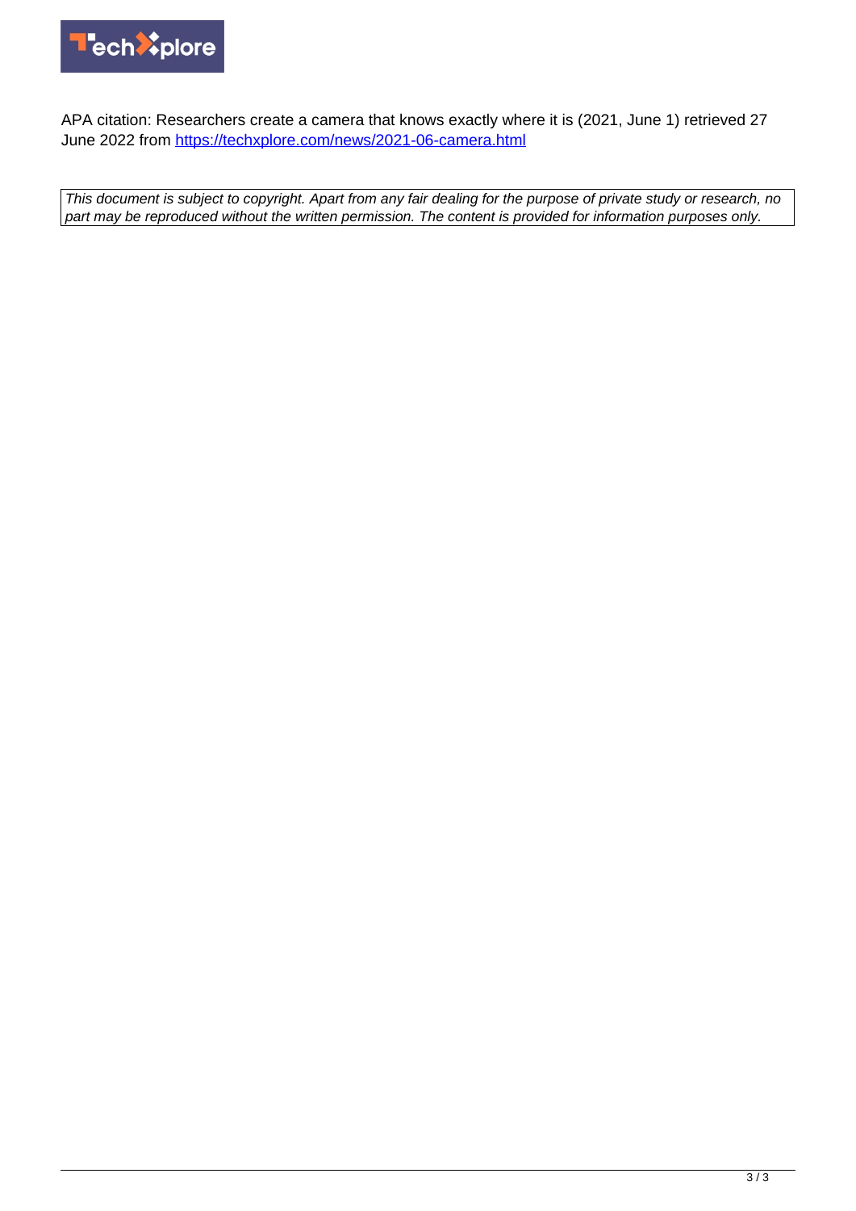APA citation: Researchers create a camera that knows exactly where it is (2021, June 1) retrieved 27 June 2022 from https://techxplore.com/news/2021-06-camera.html

*This document is subject to copyright. Apart from any fair dealing for the purpose of private study or research, no part may be reproduced without the written permission. The content is provided for information purposes only.*